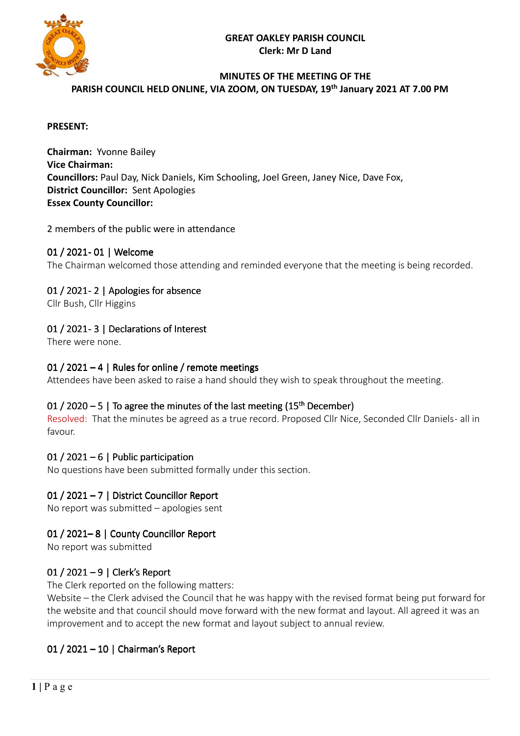**GREAT OAKLEY PARISH COUNCIL**
**Clerk: Mr D Land**

**MINUTES OF THE MEETING OF THE PARISH COUNCIL HELD ONLINE, VIA ZOOM, ON TUESDAY, 19th January 2021 AT 7.00 PM**

**PRESENT:**

**Chairman:** Yvonne Bailey
**Vice Chairman:**
**Councillors:** Paul Day, Nick Daniels, Kim Schooling, Joel Green, Janey Nice, Dave Fox,
**District Councillor:** Sent Apologies
**Essex County Councillor:**

2 members of the public were in attendance

## 01 / 2021- 01 | Welcome

The Chairman welcomed those attending and reminded everyone that the meeting is being recorded.

## 01 / 2021- 2 | Apologies for absence

Cllr Bush, Cllr Higgins

## 01 / 2021- 3 | Declarations of Interest

There were none.

## 01 / 2021 – 4 | Rules for online / remote meetings

Attendees have been asked to raise a hand should they wish to speak throughout the meeting.

## 01 / 2020 – 5 | To agree the minutes of the last meeting (15th December)

Resolved: That the minutes be agreed as a true record. Proposed Cllr Nice, Seconded Cllr Daniels- all in favour.

## 01 / 2021 – 6 | Public participation

No questions have been submitted formally under this section.

## 01 / 2021 – 7 | District Councillor Report

No report was submitted – apologies sent

## 01 / 2021– 8 | County Councillor Report

No report was submitted

## 01 / 2021 – 9 | Clerk's Report

The Clerk reported on the following matters:
Website – the Clerk advised the Council that he was happy with the revised format being put forward for the website and that council should move forward with the new format and layout. All agreed it was an improvement and to accept the new format and layout subject to annual review.

## 01 / 2021 – 10 | Chairman's Report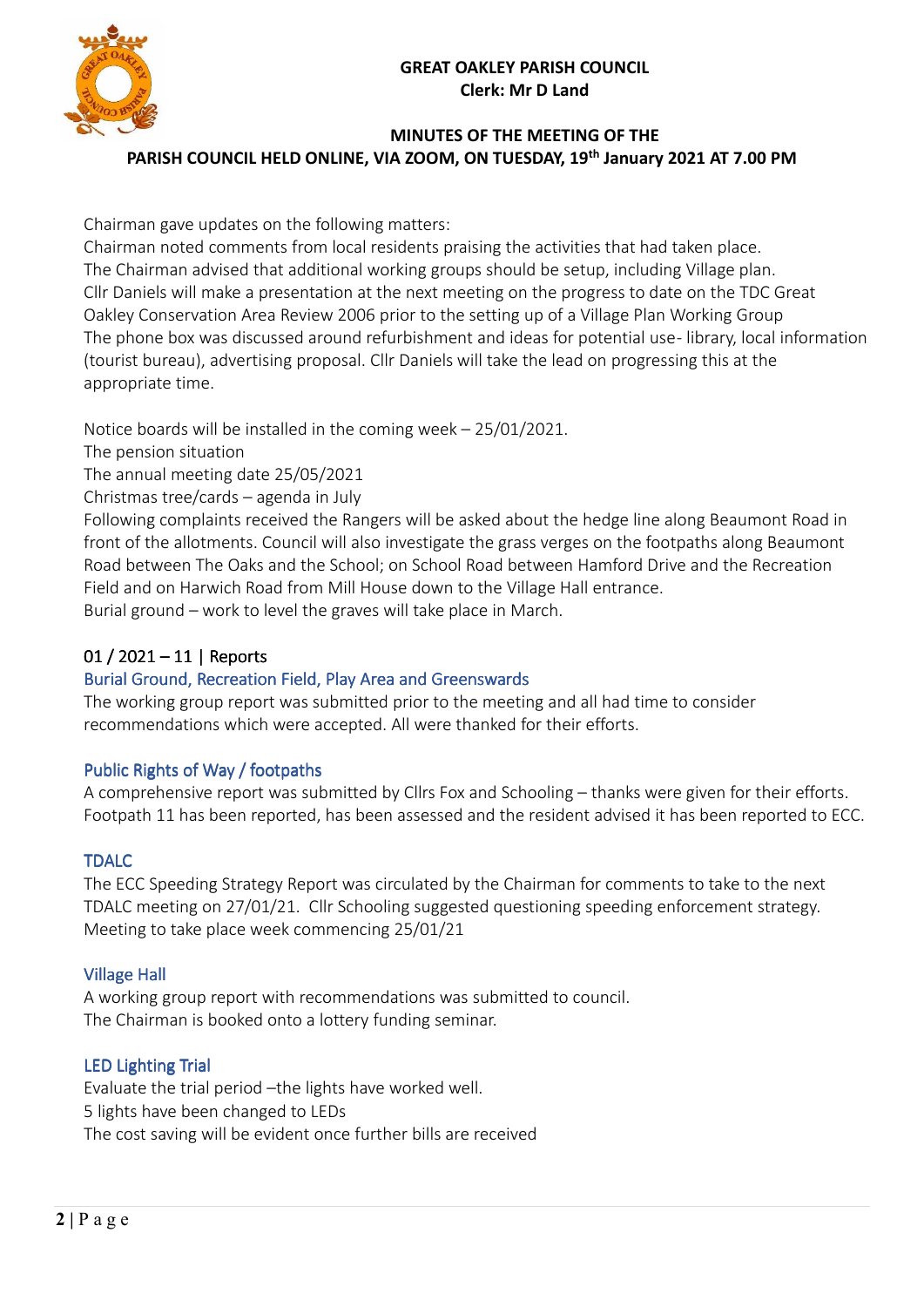**GREAT OAKLEY PARISH COUNCIL**
**Clerk: Mr D Land**

**MINUTES OF THE MEETING OF THE PARISH COUNCIL HELD ONLINE, VIA ZOOM, ON TUESDAY, 19th January 2021 AT 7.00 PM**

Chairman gave updates on the following matters:
Chairman noted comments from local residents praising the activities that had taken place.
The Chairman advised that additional working groups should be setup, including Village plan.
Cllr Daniels will make a presentation at the next meeting on the progress to date on the TDC Great Oakley Conservation Area Review 2006 prior to the setting up of a Village Plan Working Group
The phone box was discussed around refurbishment and ideas for potential use- library, local information (tourist bureau), advertising proposal. Cllr Daniels will take the lead on progressing this at the appropriate time.

Notice boards will be installed in the coming week – 25/01/2021.
The pension situation
The annual meeting date 25/05/2021
Christmas tree/cards – agenda in July
Following complaints received the Rangers will be asked about the hedge line along Beaumont Road in front of the allotments. Council will also investigate the grass verges on the footpaths along Beaumont Road between The Oaks and the School; on School Road between Hamford Drive and the Recreation Field and on Harwich Road from Mill House down to the Village Hall entrance.
Burial ground – work to level the graves will take place in March.

## 01 / 2021 – 11 | Reports

### Burial Ground, Recreation Field, Play Area and Greenswards

The working group report was submitted prior to the meeting and all had time to consider recommendations which were accepted. All were thanked for their efforts.

### Public Rights of Way / footpaths

A comprehensive report was submitted by Cllrs Fox and Schooling – thanks were given for their efforts.
Footpath 11 has been reported, has been assessed and the resident advised it has been reported to ECC.

### TDALC

The ECC Speeding Strategy Report was circulated by the Chairman for comments to take to the next TDALC meeting on 27/01/21. Cllr Schooling suggested questioning speeding enforcement strategy.
Meeting to take place week commencing 25/01/21

### Village Hall

A working group report with recommendations was submitted to council.
The Chairman is booked onto a lottery funding seminar.

### LED Lighting Trial

Evaluate the trial period –the lights have worked well.
5 lights have been changed to LEDs
The cost saving will be evident once further bills are received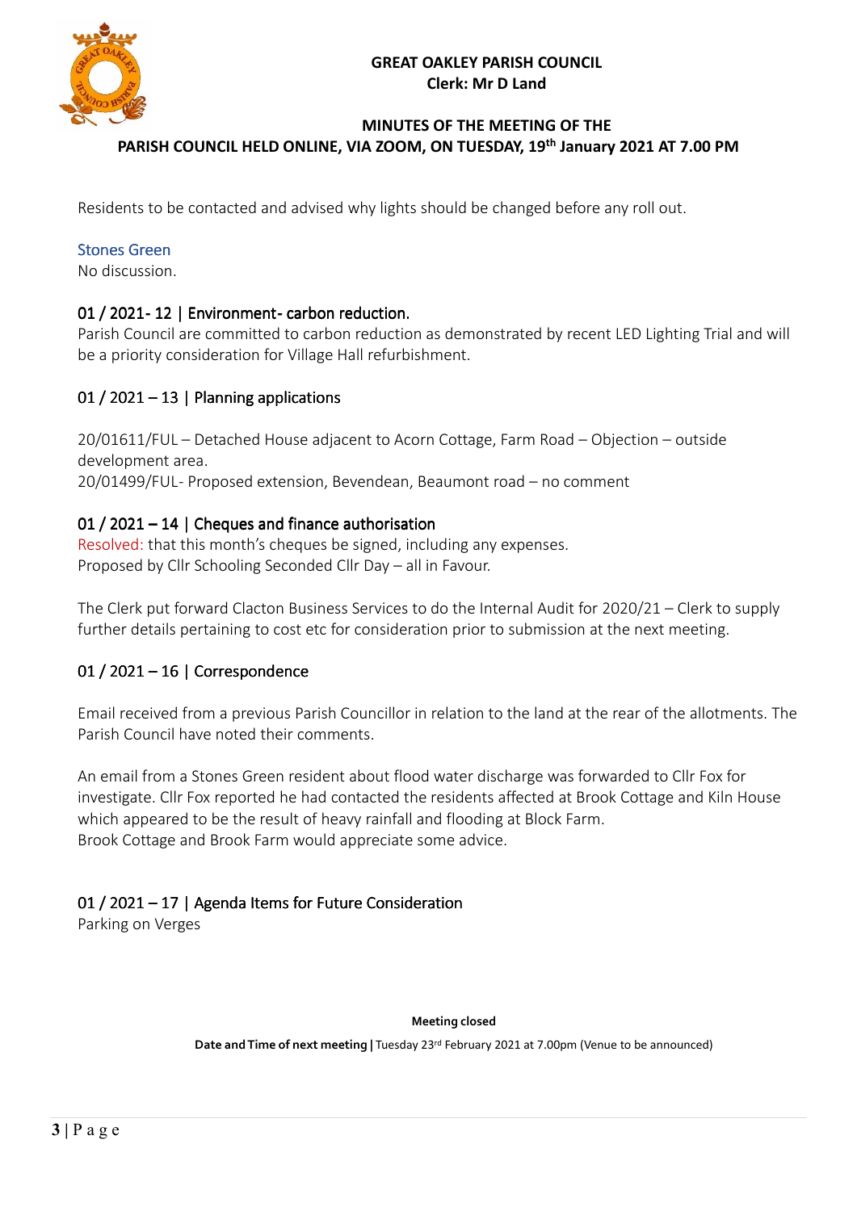**GREAT OAKLEY PARISH COUNCIL**
**Clerk: Mr D Land**

**MINUTES OF THE MEETING OF THE PARISH COUNCIL HELD ONLINE, VIA ZOOM, ON TUESDAY, 19th January 2021 AT 7.00 PM**

Residents to be contacted and advised why lights should be changed before any roll out.

### Stones Green

No discussion.

## 01 / 2021- 12 | Environment- carbon reduction.

Parish Council are committed to carbon reduction as demonstrated by recent LED Lighting Trial and will be a priority consideration for Village Hall refurbishment.

## 01 / 2021 – 13 | Planning applications

20/01611/FUL – Detached House adjacent to Acorn Cottage, Farm Road – Objection – outside development area.
20/01499/FUL- Proposed extension, Bevendean, Beaumont road – no comment

## 01 / 2021 – 14 | Cheques and finance authorisation

Resolved: that this month's cheques be signed, including any expenses.
Proposed by Cllr Schooling Seconded Cllr Day – all in Favour.

The Clerk put forward Clacton Business Services to do the Internal Audit for 2020/21 – Clerk to supply further details pertaining to cost etc for consideration prior to submission at the next meeting.

## 01 / 2021 – 16 | Correspondence

Email received from a previous Parish Councillor in relation to the land at the rear of the allotments. The Parish Council have noted their comments.

An email from a Stones Green resident about flood water discharge was forwarded to Cllr Fox for investigate. Cllr Fox reported he had contacted the residents affected at Brook Cottage and Kiln House which appeared to be the result of heavy rainfall and flooding at Block Farm.
Brook Cottage and Brook Farm would appreciate some advice.

## 01 / 2021 – 17 | Agenda Items for Future Consideration

Parking on Verges

**Meeting closed**

**Date and Time of next meeting |** Tuesday 23rd February 2021 at 7.00pm (Venue to be announced)